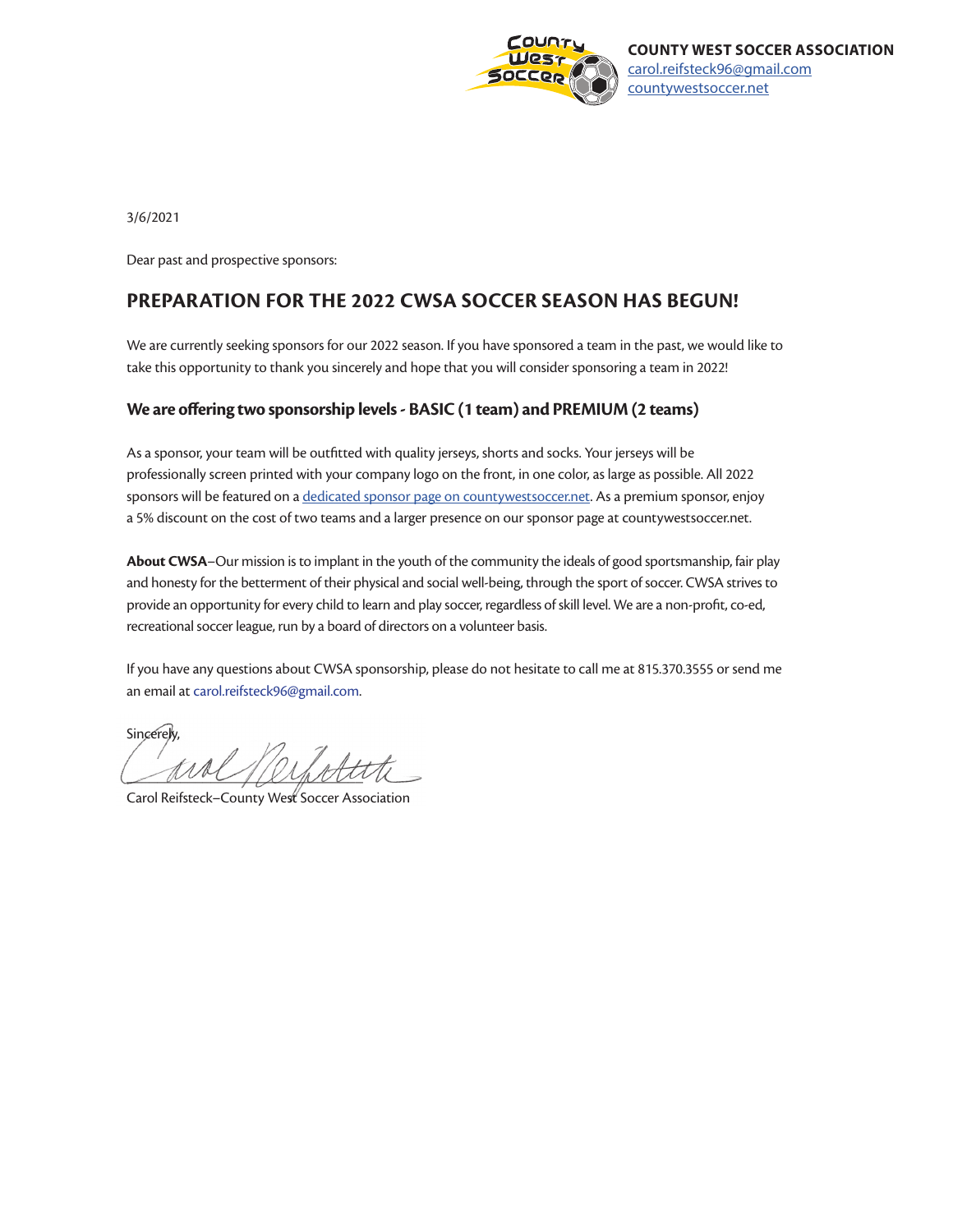**COUNTY WEST SOCCER ASSOCIATION**
carol.reifsteck96@gmail.com
countywestsoccer.net

3/6/2021

Dear past and prospective sponsors:

## PREPARATION FOR THE 2022 CWSA SOCCER SEASON HAS BEGUN!

We are currently seeking sponsors for our 2022 season. If you have sponsored a team in the past, we would like to take this opportunity to thank you sincerely and hope that you will consider sponsoring a team in 2022!

### We are offering two sponsorship levels - BASIC (1 team) and PREMIUM (2 teams)

As a sponsor, your team will be outfitted with quality jerseys, shorts and socks. Your jerseys will be professionally screen printed with your company logo on the front, in one color, as large as possible. All 2022 sponsors will be featured on a dedicated sponsor page on countywestsoccer.net. As a premium sponsor, enjoy a 5% discount on the cost of two teams and a larger presence on our sponsor page at countywestsoccer.net.

**About CWSA**–Our mission is to implant in the youth of the community the ideals of good sportsmanship, fair play and honesty for the betterment of their physical and social well-being, through the sport of soccer. CWSA strives to provide an opportunity for every child to learn and play soccer, regardless of skill level. We are a non-profit, co-ed, recreational soccer league, run by a board of directors on a volunteer basis.

If you have any questions about CWSA sponsorship, please do not hesitate to call me at 815.370.3555 or send me an email at carol.reifsteck96@gmail.com.

Sincerely,

Carol Reifsteck–County West Soccer Association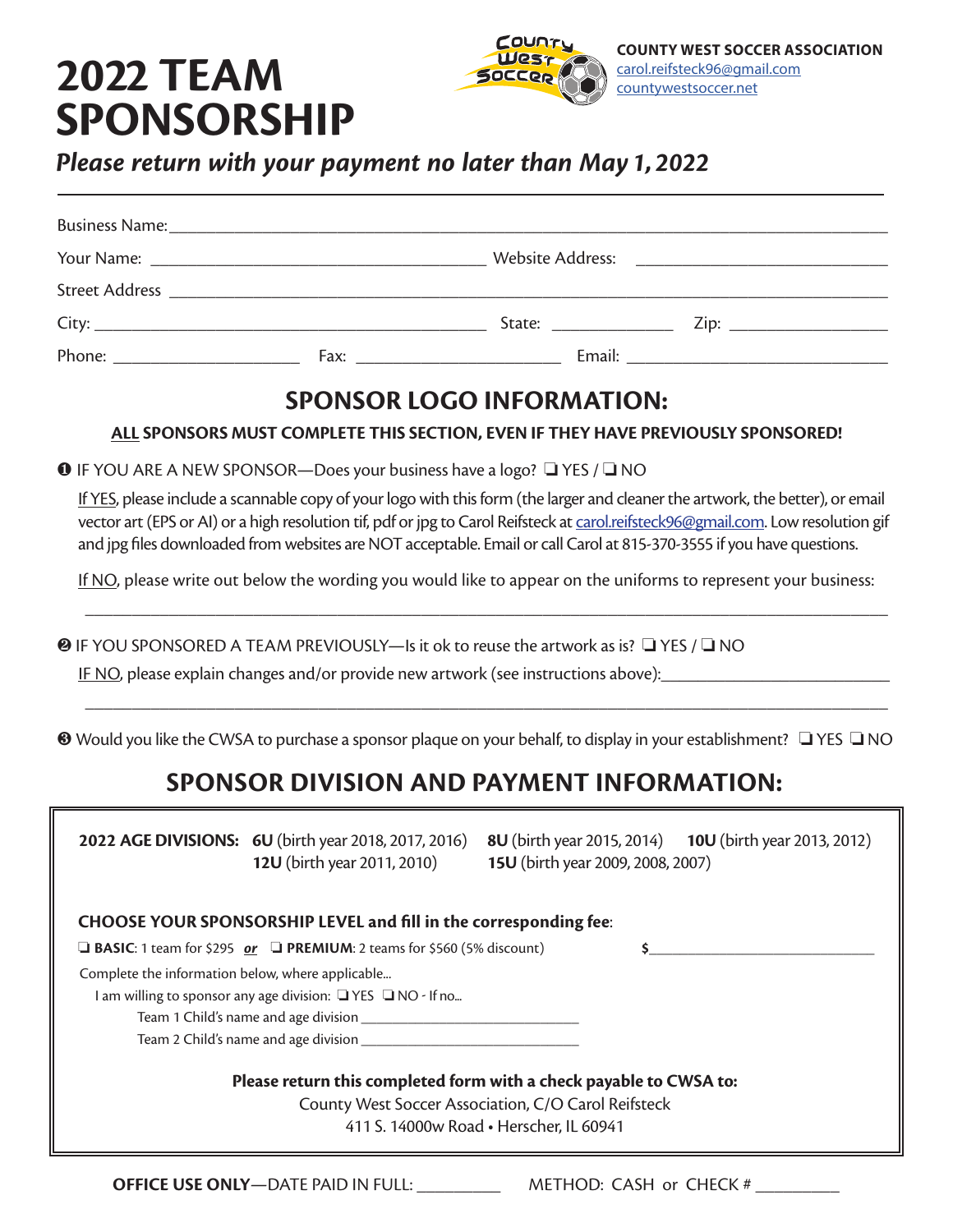# 2022 TEAM SPONSORSHIP

**COUNTY WEST SOCCER ASSOCIATION**
carol.reifsteck96@gmail.com
countywestsoccer.net

*Please return with your payment no later than May 1, 2022*

Business Name: ____________________________________________

Your Name: ______________________ Website Address: ______________________

Street Address ____________________________________________

City: ______________________ State: __________ Zip: ______________

Phone: ______________ Fax: ______________ Email: ______________________

## SPONSOR LOGO INFORMATION:

**ALL SPONSORS MUST COMPLETE THIS SECTION, EVEN IF THEY HAVE PREVIOUSLY SPONSORED!**

❶ IF YOU ARE A NEW SPONSOR—Does your business have a logo? ❑ YES / ❑ NO

If YES, please include a scannable copy of your logo with this form (the larger and cleaner the artwork, the better), or email vector art (EPS or AI) or a high resolution tif, pdf or jpg to Carol Reifsteck at carol.reifsteck96@gmail.com. Low resolution gif and jpg files downloaded from websites are NOT acceptable. Email or call Carol at 815-370-3555 if you have questions.

If NO, please write out below the wording you would like to appear on the uniforms to represent your business:

____________________________________________

❷ IF YOU SPONSORED A TEAM PREVIOUSLY—Is it ok to reuse the artwork as is? ❑ YES / ❑ NO

If NO, please explain changes and/or provide new artwork (see instructions above):______________________

____________________________________________

❸ Would you like the CWSA to purchase a sponsor plaque on your behalf, to display in your establishment? ❑ YES ❑ NO

## SPONSOR DIVISION AND PAYMENT INFORMATION:

**2022 AGE DIVISIONS:** **6U** (birth year 2018, 2017, 2016) **8U** (birth year 2015, 2014) **10U** (birth year 2013, 2012) **12U** (birth year 2011, 2010) **15U** (birth year 2009, 2008, 2007)

**CHOOSE YOUR SPONSORSHIP LEVEL and fill in the corresponding fee**:

❑ **BASIC**: 1 team for $295 ***or*** ❑ **PREMIUM**: 2 teams for $560 (5% discount) **$**______________________

Complete the information below, where applicable...

I am willing to sponsor any age division: ❑ YES ❑ NO - If no...

Team 1 Child's name and age division ______________________

Team 2 Child's name and age division ______________________

**Please return this completed form with a check payable to CWSA to:**
County West Soccer Association, C/O Carol Reifsteck
411 S. 14000w Road • Herscher, IL 60941

**OFFICE USE ONLY**—DATE PAID IN FULL: __________ METHOD: CASH or CHECK # __________